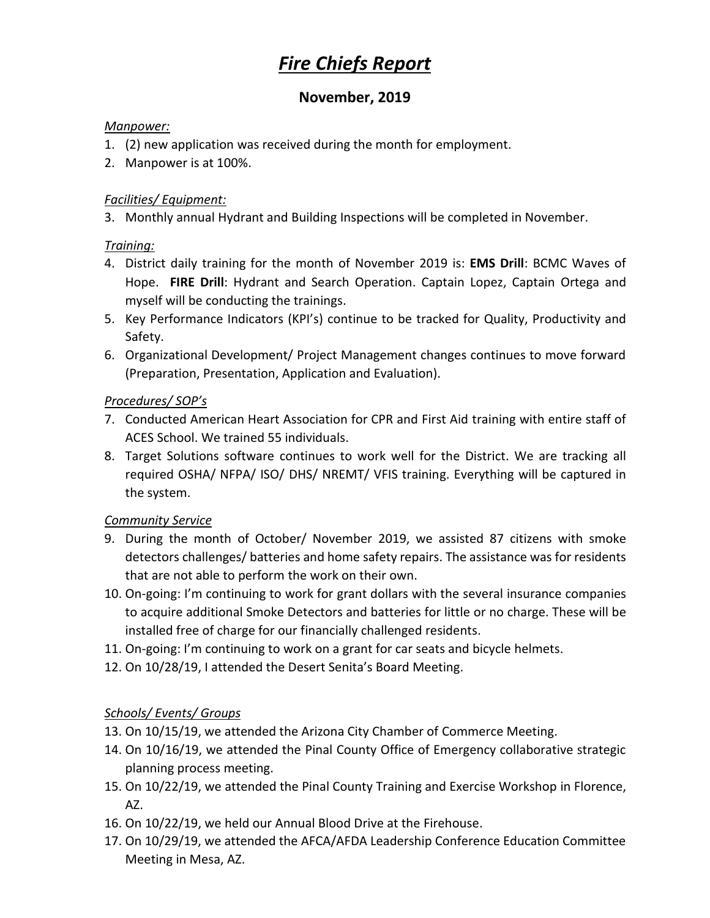# *Fire Chiefs Report*

## November, 2019

*Manpower:*

1. (2) new application was received during the month for employment.
2. Manpower is at 100%.

*Facilities/ Equipment:*

3. Monthly annual Hydrant and Building Inspections will be completed in November.

*Training:*

4. District daily training for the month of November 2019 is: **EMS Drill**: BCMC Waves of Hope. **FIRE Drill**: Hydrant and Search Operation. Captain Lopez, Captain Ortega and myself will be conducting the trainings.
5. Key Performance Indicators (KPI's) continue to be tracked for Quality, Productivity and Safety.
6. Organizational Development/ Project Management changes continues to move forward (Preparation, Presentation, Application and Evaluation).

*Procedures/ SOP's*

7. Conducted American Heart Association for CPR and First Aid training with entire staff of ACES School. We trained 55 individuals.
8. Target Solutions software continues to work well for the District. We are tracking all required OSHA/ NFPA/ ISO/ DHS/ NREMT/ VFIS training. Everything will be captured in the system.

*Community Service*

9. During the month of October/ November 2019, we assisted 87 citizens with smoke detectors challenges/ batteries and home safety repairs. The assistance was for residents that are not able to perform the work on their own.
10. On-going: I'm continuing to work for grant dollars with the several insurance companies to acquire additional Smoke Detectors and batteries for little or no charge. These will be installed free of charge for our financially challenged residents.
11. On-going: I'm continuing to work on a grant for car seats and bicycle helmets.
12. On 10/28/19, I attended the Desert Senita's Board Meeting.

*Schools/ Events/ Groups*

13. On 10/15/19, we attended the Arizona City Chamber of Commerce Meeting.
14. On 10/16/19, we attended the Pinal County Office of Emergency collaborative strategic planning process meeting.
15. On 10/22/19, we attended the Pinal County Training and Exercise Workshop in Florence, AZ.
16. On 10/22/19, we held our Annual Blood Drive at the Firehouse.
17. On 10/29/19, we attended the AFCA/AFDA Leadership Conference Education Committee Meeting in Mesa, AZ.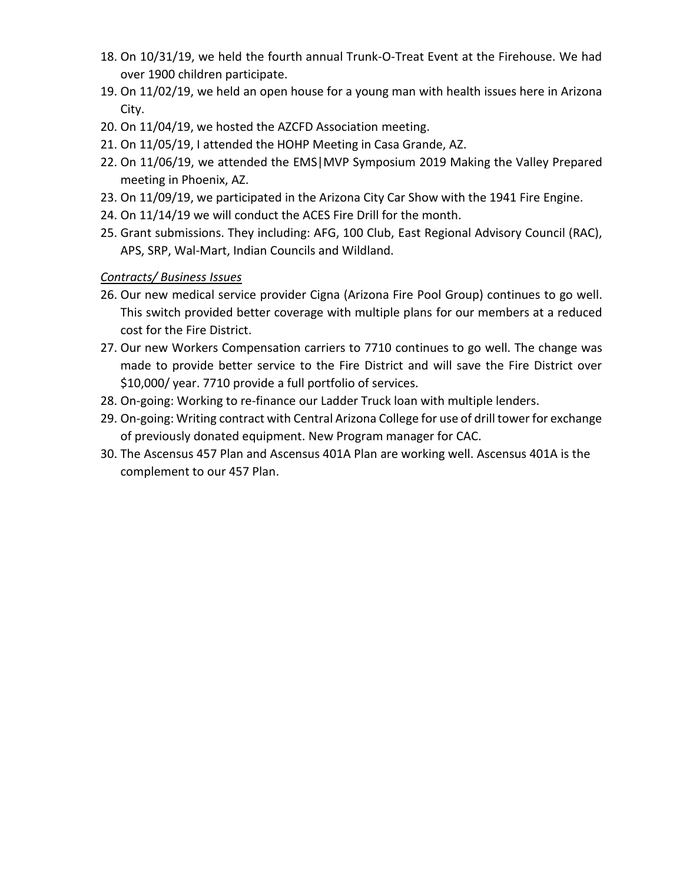18. On 10/31/19, we held the fourth annual Trunk-O-Treat Event at the Firehouse. We had over 1900 children participate.
19. On 11/02/19, we held an open house for a young man with health issues here in Arizona City.
20. On 11/04/19, we hosted the AZCFD Association meeting.
21. On 11/05/19, I attended the HOHP Meeting in Casa Grande, AZ.
22. On 11/06/19, we attended the EMS|MVP Symposium 2019 Making the Valley Prepared meeting in Phoenix, AZ.
23. On 11/09/19, we participated in the Arizona City Car Show with the 1941 Fire Engine.
24. On 11/14/19 we will conduct the ACES Fire Drill for the month.
25. Grant submissions. They including: AFG, 100 Club, East Regional Advisory Council (RAC), APS, SRP, Wal-Mart, Indian Councils and Wildland.

*<u>Contracts/ Business Issues</u>*

26. Our new medical service provider Cigna (Arizona Fire Pool Group) continues to go well. This switch provided better coverage with multiple plans for our members at a reduced cost for the Fire District.
27. Our new Workers Compensation carriers to 7710 continues to go well. The change was made to provide better service to the Fire District and will save the Fire District over $10,000/ year. 7710 provide a full portfolio of services.
28. On-going: Working to re-finance our Ladder Truck loan with multiple lenders.
29. On-going: Writing contract with Central Arizona College for use of drill tower for exchange of previously donated equipment. New Program manager for CAC.
30. The Ascensus 457 Plan and Ascensus 401A Plan are working well. Ascensus 401A is the complement to our 457 Plan.